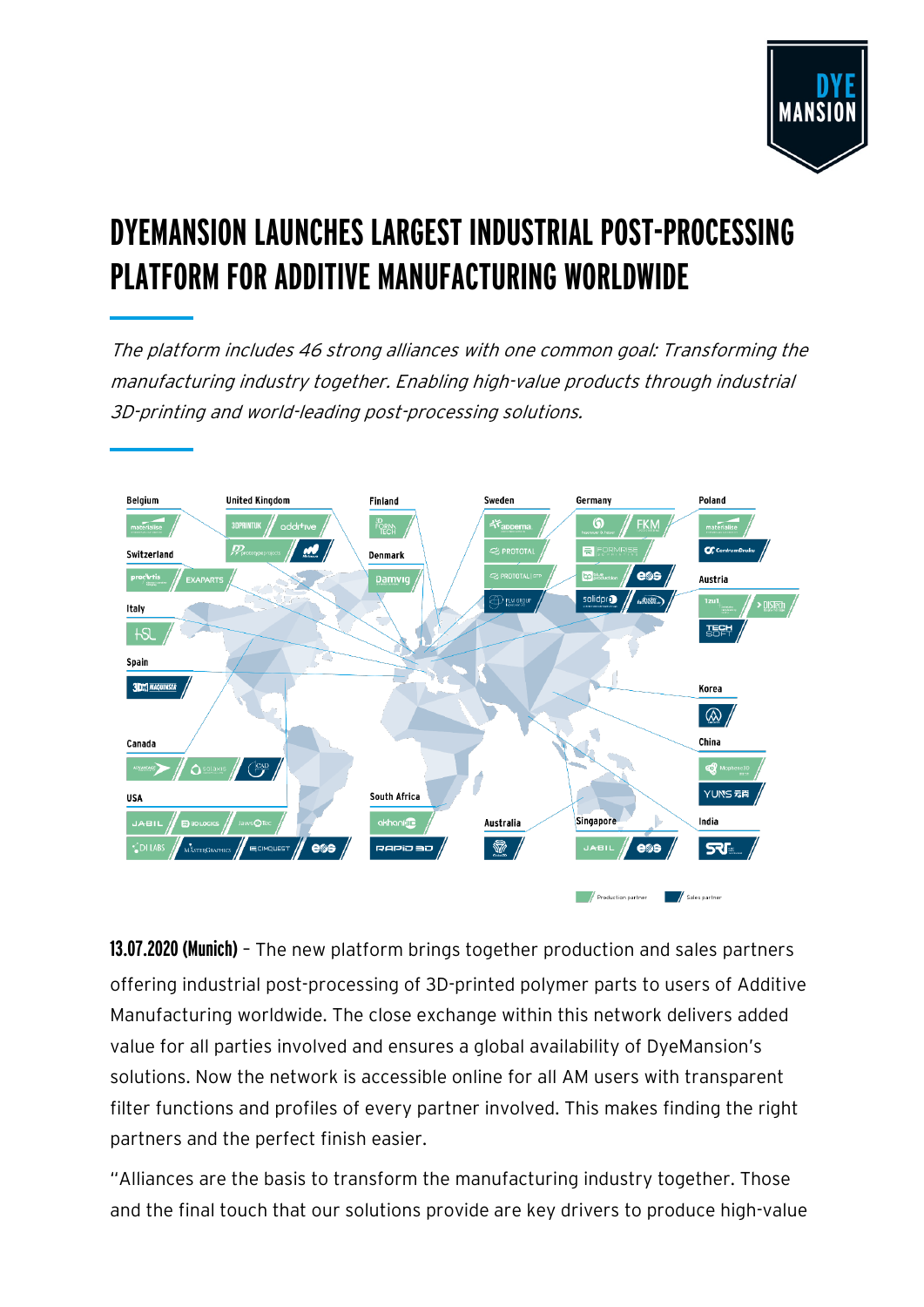# DYEMANSION LAUNCHES LARGEST INDUSTRIAL POST-PROCESSING PLATFORM FOR ADDITIVE MANUFACTURING WORLDWIDE

*The platform includes 46 strong alliances with one common goal: Transforming the manufacturing industry together. Enabling high-value products through industrial 3D-printing and world-leading post-processing solutions.*

**13.07.2020 (Munich)** – The new platform brings together production and sales partners offering industrial post-processing of 3D-printed polymer parts to users of Additive Manufacturing worldwide. The close exchange within this network delivers added value for all parties involved and ensures a global availability of DyeMansion's solutions. Now the network is accessible online for all AM users with transparent filter functions and profiles of every partner involved. This makes finding the right partners and the perfect finish easier.

"Alliances are the basis to transform the manufacturing industry together. Those and the final touch that our solutions provide are key drivers to produce high-value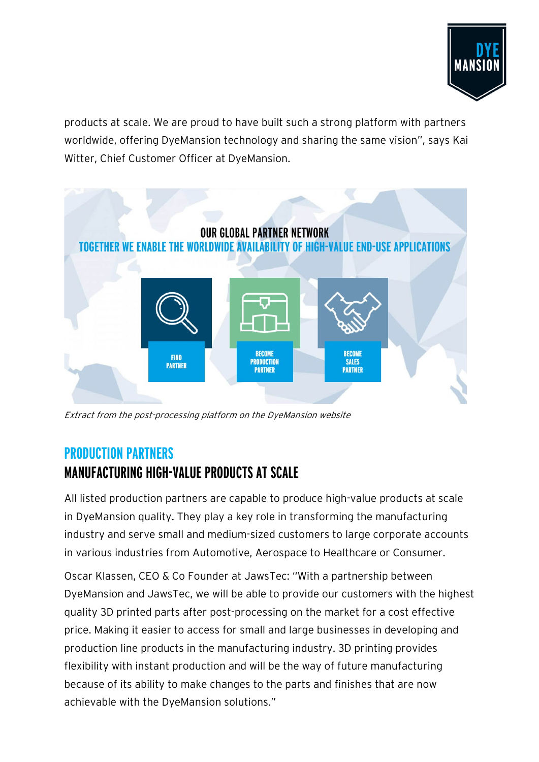products at scale. We are proud to have built such a strong platform with partners worldwide, offering DyeMansion technology and sharing the same vision", says Kai Witter, Chief Customer Officer at DyeMansion.

OUR GLOBAL PARTNER NETWORK

TOGETHER WE ENABLE THE WORLDWIDE AVAILABILITY OF HIGH-VALUE END-USE APPLICATIONS

FIND PARTNER

BECOME PRODUCTION PARTNER

BECOME SALES PARTNER

*Extract from the post-processing platform on the DyeMansion website*

## PRODUCTION PARTNERS

## MANUFACTURING HIGH-VALUE PRODUCTS AT SCALE

All listed production partners are capable to produce high-value products at scale in DyeMansion quality. They play a key role in transforming the manufacturing industry and serve small and medium-sized customers to large corporate accounts in various industries from Automotive, Aerospace to Healthcare or Consumer.

Oscar Klassen, CEO & Co Founder at JawsTec: "With a partnership between DyeMansion and JawsTec, we will be able to provide our customers with the highest quality 3D printed parts after post-processing on the market for a cost effective price. Making it easier to access for small and large businesses in developing and production line products in the manufacturing industry. 3D printing provides flexibility with instant production and will be the way of future manufacturing because of its ability to make changes to the parts and finishes that are now achievable with the DyeMansion solutions."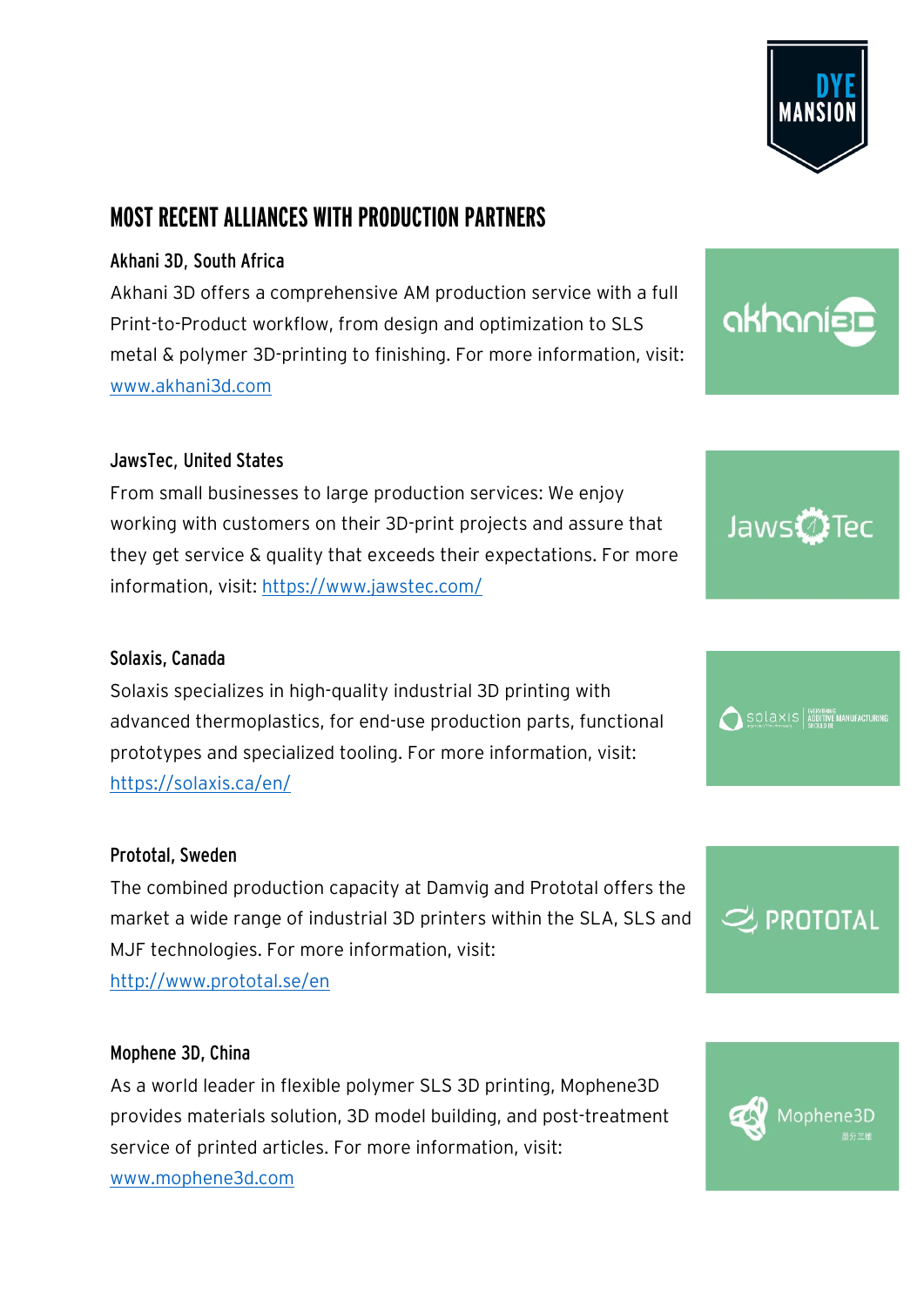## MOST RECENT ALLIANCES WITH PRODUCTION PARTNERS

### Akhani 3D, South Africa

Akhani 3D offers a comprehensive AM production service with a full Print-to-Product workflow, from design and optimization to SLS metal & polymer 3D-printing to finishing. For more information, visit: www.akhani3d.com

### JawsTec, United States

From small businesses to large production services: We enjoy working with customers on their 3D-print projects and assure that they get service & quality that exceeds their expectations. For more information, visit: https://www.jawstec.com/

### Solaxis, Canada

Solaxis specializes in high-quality industrial 3D printing with advanced thermoplastics, for end-use production parts, functional prototypes and specialized tooling. For more information, visit: https://solaxis.ca/en/

### Prototal, Sweden

The combined production capacity at Damvig and Prototal offers the market a wide range of industrial 3D printers within the SLA, SLS and MJF technologies. For more information, visit: http://www.prototal.se/en

### Mophene 3D, China

As a world leader in flexible polymer SLS 3D printing, Mophene3D provides materials solution, 3D model building, and post-treatment service of printed articles. For more information, visit: www.mophene3d.com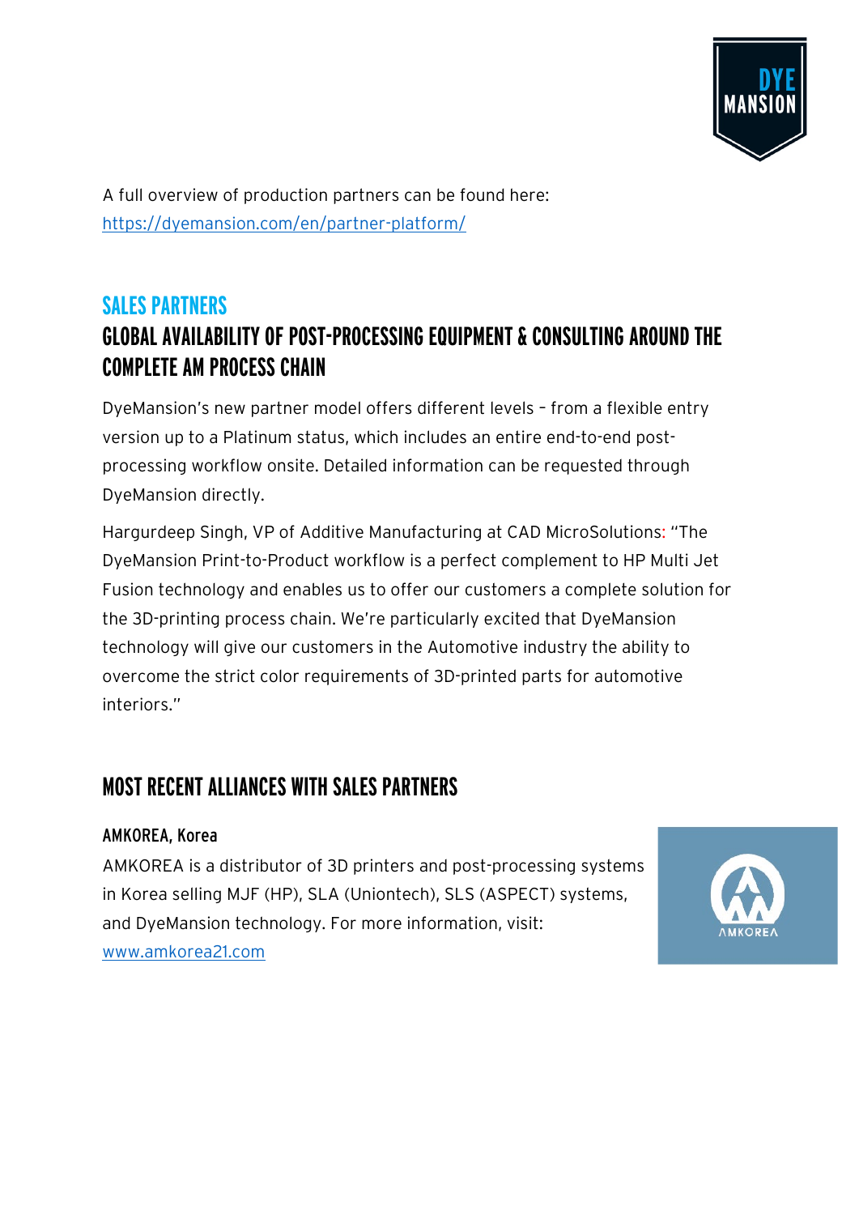A full overview of production partners can be found here: https://dyemansion.com/en/partner-platform/

## SALES PARTNERS

## GLOBAL AVAILABILITY OF POST-PROCESSING EQUIPMENT & CONSULTING AROUND THE COMPLETE AM PROCESS CHAIN

DyeMansion's new partner model offers different levels – from a flexible entry version up to a Platinum status, which includes an entire end-to-end post-processing workflow onsite. Detailed information can be requested through DyeMansion directly.

Hargurdeep Singh, VP of Additive Manufacturing at CAD MicroSolutions: "The DyeMansion Print-to-Product workflow is a perfect complement to HP Multi Jet Fusion technology and enables us to offer our customers a complete solution for the 3D-printing process chain. We're particularly excited that DyeMansion technology will give our customers in the Automotive industry the ability to overcome the strict color requirements of 3D-printed parts for automotive interiors."

## MOST RECENT ALLIANCES WITH SALES PARTNERS

### AMKOREA, Korea

AMKOREA is a distributor of 3D printers and post-processing systems in Korea selling MJF (HP), SLA (Uniontech), SLS (ASPECT) systems, and DyeMansion technology. For more information, visit: www.amkorea21.com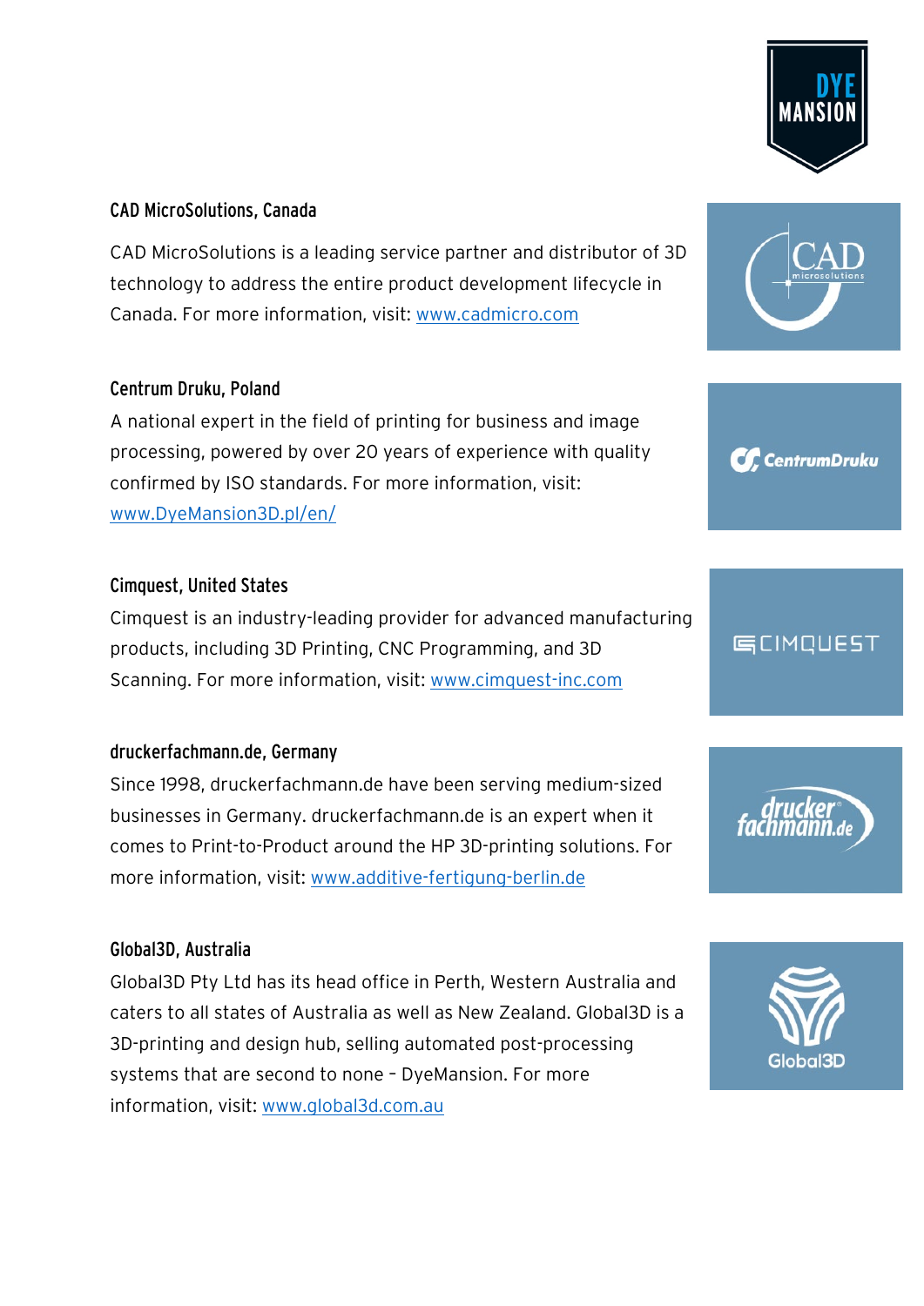### CAD MicroSolutions, Canada

CAD MicroSolutions is a leading service partner and distributor of 3D technology to address the entire product development lifecycle in Canada. For more information, visit: www.cadmicro.com

### Centrum Druku, Poland

A national expert in the field of printing for business and image processing, powered by over 20 years of experience with quality confirmed by ISO standards. For more information, visit: www.DyeMansion3D.pl/en/

### Cimquest, United States

Cimquest is an industry-leading provider for advanced manufacturing products, including 3D Printing, CNC Programming, and 3D Scanning. For more information, visit: www.cimquest-inc.com

### druckerfachmann.de, Germany

Since 1998, druckerfachmann.de have been serving medium-sized businesses in Germany. druckerfachmann.de is an expert when it comes to Print-to-Product around the HP 3D-printing solutions. For more information, visit: www.additive-fertigung-berlin.de

### Global3D, Australia

Global3D Pty Ltd has its head office in Perth, Western Australia and caters to all states of Australia as well as New Zealand. Global3D is a 3D-printing and design hub, selling automated post-processing systems that are second to none – DyeMansion. For more information, visit: www.global3d.com.au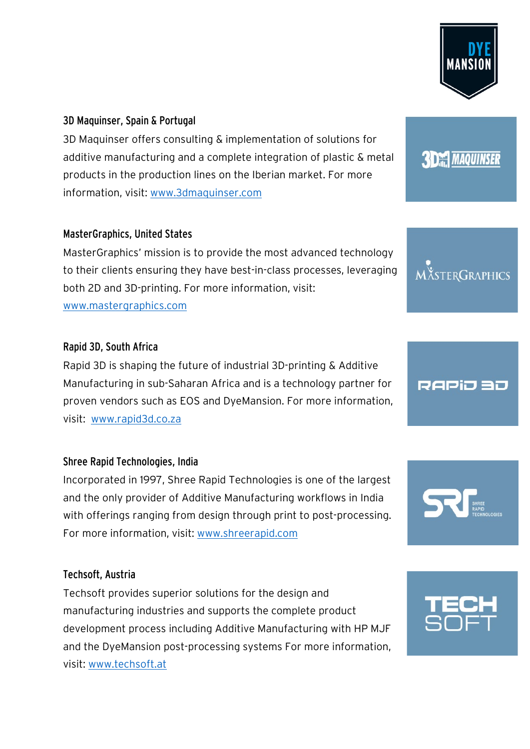### 3D Maquinser, Spain & Portugal

3D Maquinser offers consulting & implementation of solutions for additive manufacturing and a complete integration of plastic & metal products in the production lines on the Iberian market. For more information, visit: www.3dmaquinser.com

### MasterGraphics, United States

MasterGraphics' mission is to provide the most advanced technology to their clients ensuring they have best-in-class processes, leveraging both 2D and 3D-printing. For more information, visit: www.mastergraphics.com

### Rapid 3D, South Africa

Rapid 3D is shaping the future of industrial 3D-printing & Additive Manufacturing in sub-Saharan Africa and is a technology partner for proven vendors such as EOS and DyeMansion. For more information, visit: www.rapid3d.co.za

### Shree Rapid Technologies, India

Incorporated in 1997, Shree Rapid Technologies is one of the largest and the only provider of Additive Manufacturing workflows in India with offerings ranging from design through print to post-processing. For more information, visit: www.shreerapid.com

### Techsoft, Austria

Techsoft provides superior solutions for the design and manufacturing industries and supports the complete product development process including Additive Manufacturing with HP MJF and the DyeMansion post-processing systems For more information, visit: www.techsoft.at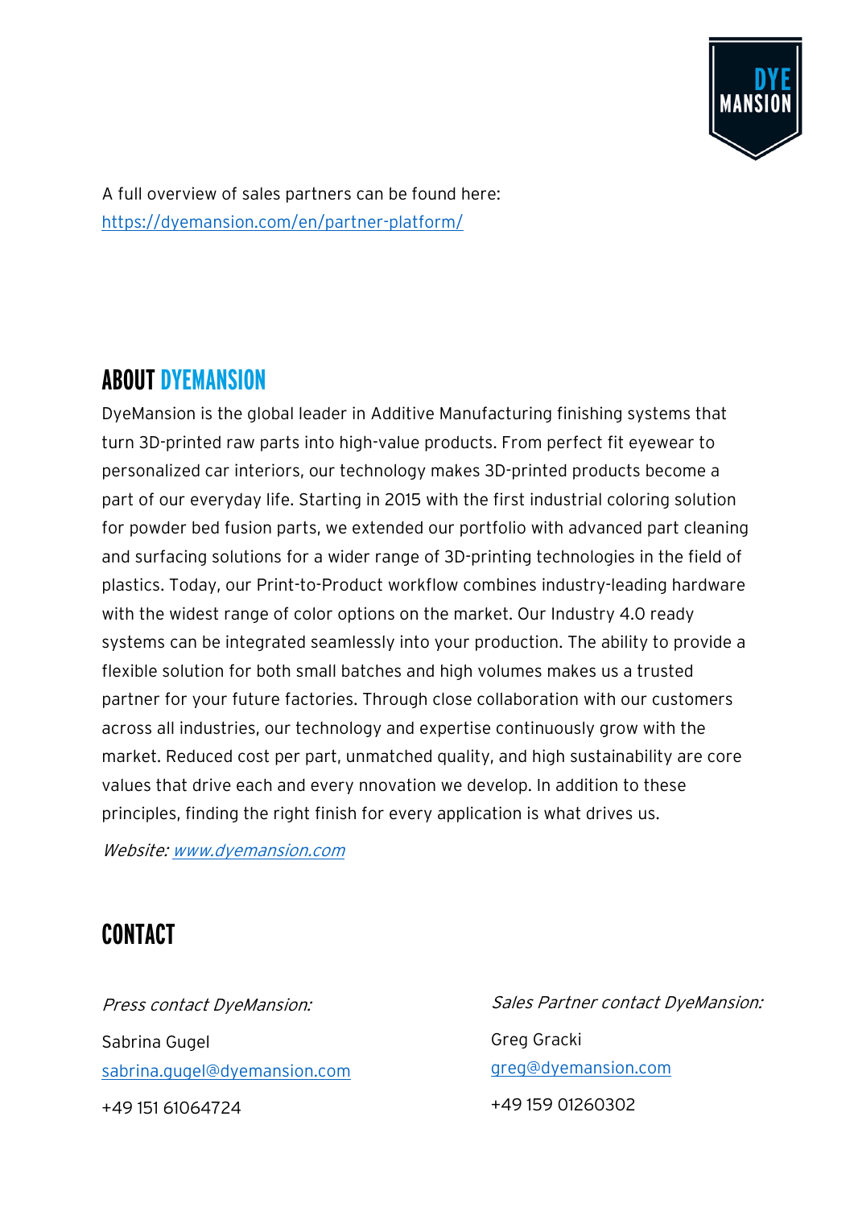A full overview of sales partners can be found here:
https://dyemansion.com/en/partner-platform/

## ABOUT DYEMANSION

DyeMansion is the global leader in Additive Manufacturing finishing systems that turn 3D-printed raw parts into high-value products. From perfect fit eyewear to personalized car interiors, our technology makes 3D-printed products become a part of our everyday life. Starting in 2015 with the first industrial coloring solution for powder bed fusion parts, we extended our portfolio with advanced part cleaning and surfacing solutions for a wider range of 3D-printing technologies in the field of plastics. Today, our Print-to-Product workflow combines industry-leading hardware with the widest range of color options on the market. Our Industry 4.0 ready systems can be integrated seamlessly into your production. The ability to provide a flexible solution for both small batches and high volumes makes us a trusted partner for your future factories. Through close collaboration with our customers across all industries, our technology and expertise continuously grow with the market. Reduced cost per part, unmatched quality, and high sustainability are core values that drive each and every nnovation we develop. In addition to these principles, finding the right finish for every application is what drives us.

*Website: www.dyemansion.com*

## CONTACT

*Press contact DyeMansion:*

Sabrina Gugel
sabrina.gugel@dyemansion.com

+49 151 61064724

*Sales Partner contact DyeMansion:*

Greg Gracki
greg@dyemansion.com

+49 159 01260302